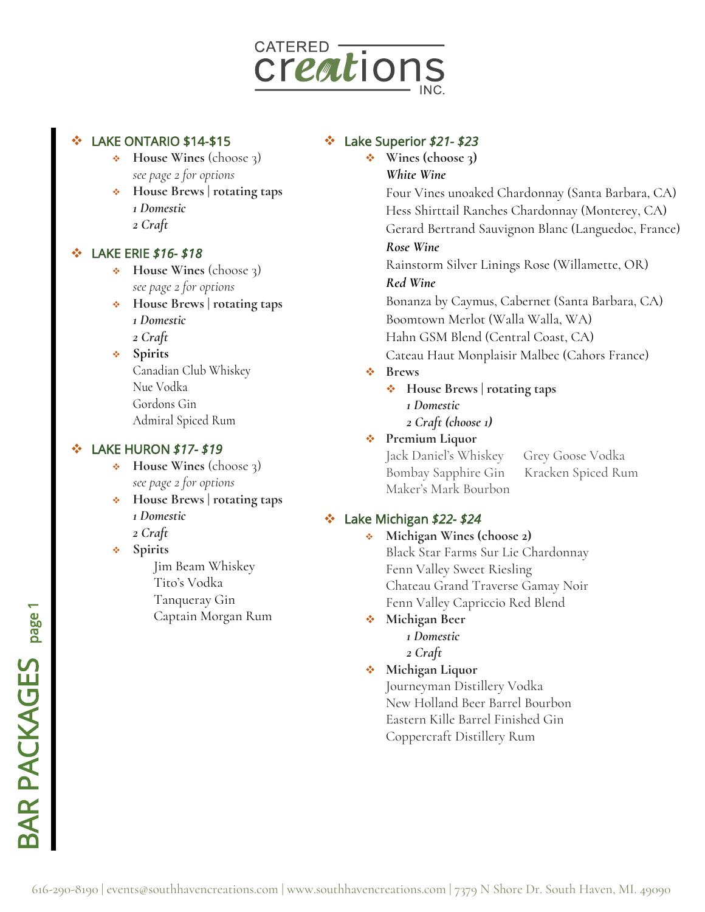# CATERED creations INC.

# BAR PACKAGES

## LAKE ONTARIO $14-$15

- **House Wines** (choose 3)
  *see page 2 for options*
- **House Brews | rotating taps**
  *1 Domestic*
  *2 Craft*

## LAKE ERIE *$16- $18*

- **House Wines** (choose 3)
  *see page 2 for options*
- **House Brews | rotating taps**
  *1 Domestic*
  *2 Craft*
- **Spirits**
  Canadian Club Whiskey
  Nue Vodka
  Gordons Gin
  Admiral Spiced Rum

## LAKE HURON *$17- $19*

- **House Wines** (choose 3)
  *see page 2 for options*
- **House Brews | rotating taps**
  *1 Domestic*
  *2 Craft*
- **Spirits**
  Jim Beam Whiskey
  Tito's Vodka
  Tanqueray Gin
  Captain Morgan Rum

## Lake Superior *$21- $23*

- **Wines (choose 3)**
  ***White Wine***
  Four Vines unoaked Chardonnay (Santa Barbara, CA)
  Hess Shirttail Ranches Chardonnay (Monterey, CA)
  Gerard Bertrand Sauvignon Blanc (Languedoc, France)
  ***Rose Wine***
  Rainstorm Silver Linings Rose (Willamette, OR)
  ***Red Wine***
  Bonanza by Caymus, Cabernet (Santa Barbara, CA)
  Boomtown Merlot (Walla Walla, WA)
  Hahn GSM Blend (Central Coast, CA)
  Cateau Haut Monplaisir Malbec (Cahors France)
- **Brews**
  - **House Brews | rotating taps**
    *1 Domestic*
    ***2 Craft (choose 1)***
- **Premium Liquor**
  Jack Daniel's Whiskey
  Grey Goose Vodka
  Bombay Sapphire Gin
  Kracken Spiced Rum
  Maker's Mark Bourbon

## Lake Michigan *$22- $24*

- **Michigan Wines (choose 2)**
  Black Star Farms Sur Lie Chardonnay
  Fenn Valley Sweet Riesling
  Chateau Grand Traverse Gamay Noir
  Fenn Valley Capriccio Red Blend
- **Michigan Beer**
  *1 Domestic*
  *2 Craft*
- **Michigan Liquor**
  Journeyman Distillery Vodka
  New Holland Beer Barrel Bourbon
  Eastern Kille Barrel Finished Gin
  Coppercraft Distillery Rum

616-290-8190 | events@southhavencreations.com | www.southhavencreations.com | 7379 N Shore Dr. South Haven, MI. 49090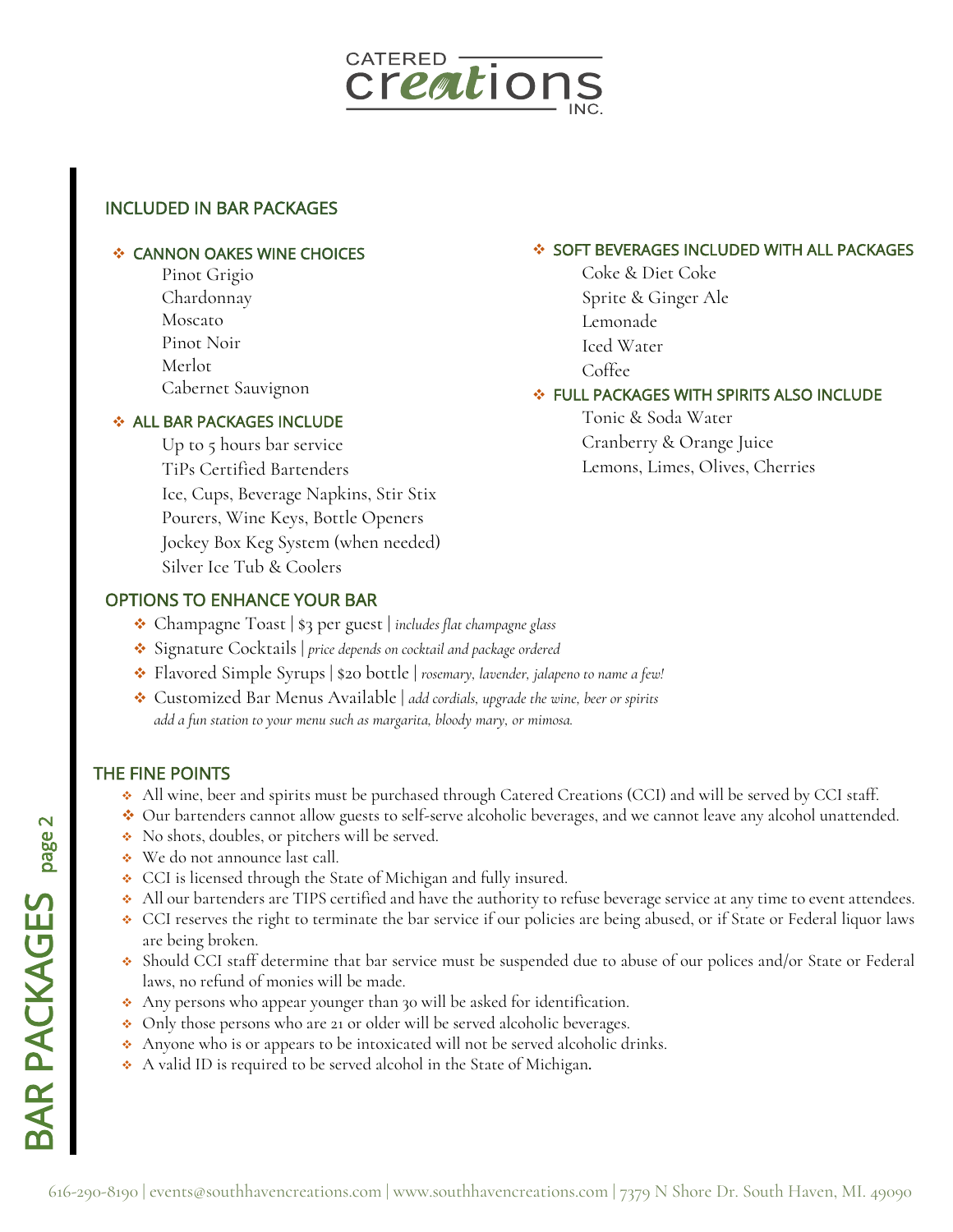CATERED creations INC.

## INCLUDED IN BAR PACKAGES

### ❖ CANNON OAKES WINE CHOICES

Pinot Grigio
Chardonnay
Moscato
Pinot Noir
Merlot
Cabernet Sauvignon

### ❖ ALL BAR PACKAGES INCLUDE

Up to 5 hours bar service
TiPs Certified Bartenders
Ice, Cups, Beverage Napkins, Stir Stix
Pourers, Wine Keys, Bottle Openers
Jockey Box Keg System (when needed)
Silver Ice Tub & Coolers

### ❖ SOFT BEVERAGES INCLUDED WITH ALL PACKAGES

Coke & Diet Coke
Sprite & Ginger Ale
Lemonade
Iced Water
Coffee

### ❖ FULL PACKAGES WITH SPIRITS ALSO INCLUDE

Tonic & Soda Water
Cranberry & Orange Juice
Lemons, Limes, Olives, Cherries

## OPTIONS TO ENHANCE YOUR BAR

- Champagne Toast | $3 per guest | *includes flat champagne glass*
- Signature Cocktails | *price depends on cocktail and package ordered*
- Flavored Simple Syrups | $20 bottle | *rosemary, lavender, jalapeno to name a few!*
- Customized Bar Menus Available | *add cordials, upgrade the wine, beer or spirits add a fun station to your menu such as margarita, bloody mary, or mimosa.*

## THE FINE POINTS

- All wine, beer and spirits must be purchased through Catered Creations (CCI) and will be served by CCI staff.
- Our bartenders cannot allow guests to self-serve alcoholic beverages, and we cannot leave any alcohol unattended.
- No shots, doubles, or pitchers will be served.
- We do not announce last call.
- CCI is licensed through the State of Michigan and fully insured.
- All our bartenders are TIPS certified and have the authority to refuse beverage service at any time to event attendees.
- CCI reserves the right to terminate the bar service if our policies are being abused, or if State or Federal liquor laws are being broken.
- Should CCI staff determine that bar service must be suspended due to abuse of our polices and/or State or Federal laws, no refund of monies will be made.
- Any persons who appear younger than 30 will be asked for identification.
- Only those persons who are 21 or older will be served alcoholic beverages.
- Anyone who is or appears to be intoxicated will not be served alcoholic drinks.
- A valid ID is required to be served alcohol in the State of Michigan.

BAR PACKAGES page 2

616-290-8190 | events@southhavencreations.com | www.southhavencreations.com | 7379 N Shore Dr. South Haven, MI. 49090